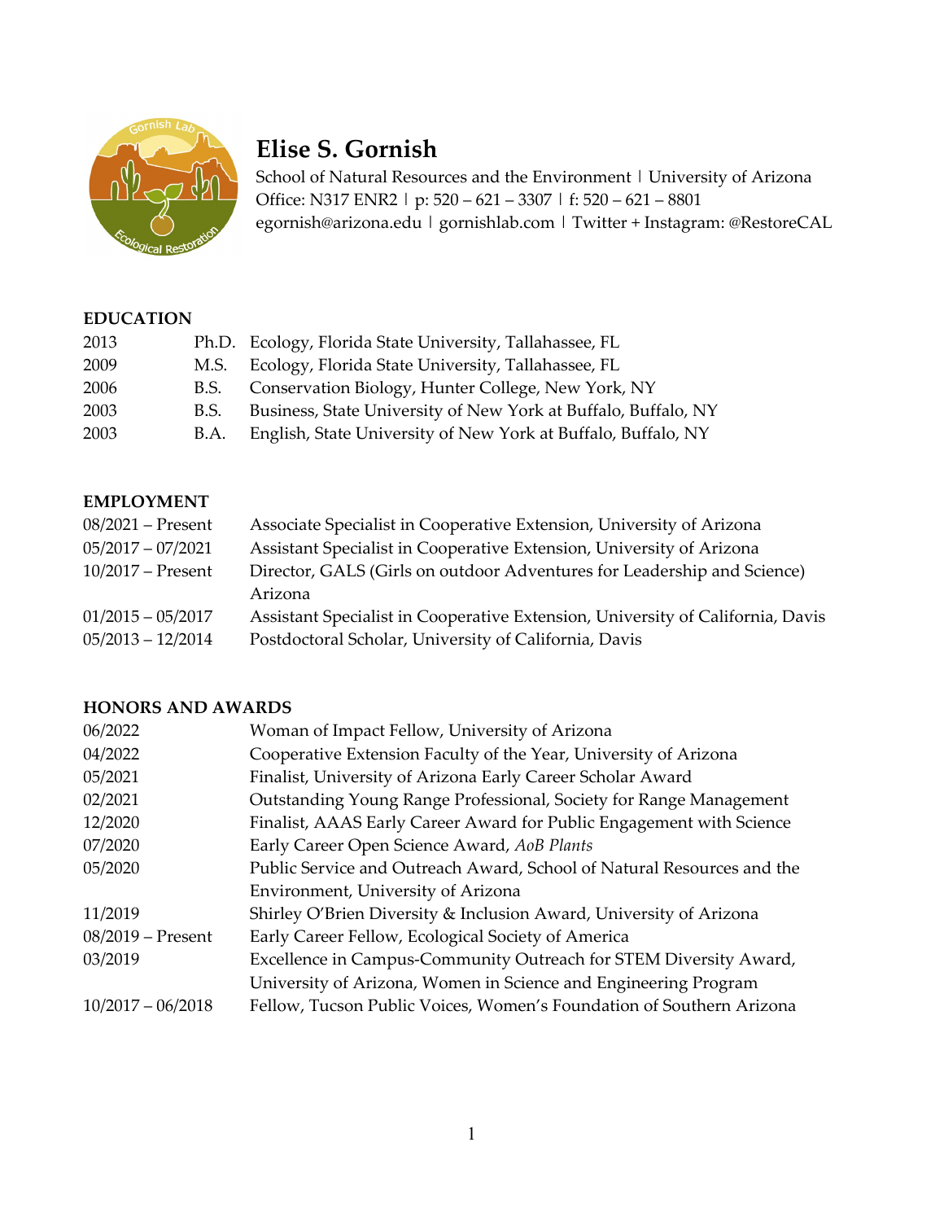# Elise S. Gornish

School of Natural Resources and the Environment | University of Arizona
Office: N317 ENR2 | p: 520 – 621 – 3307 | f: 520 – 621 – 8801
egornish@arizona.edu | gornishlab.com | Twitter + Instagram: @RestoreCAL

## EDUCATION

| | | |
|---|---|---|
| 2013 | Ph.D. | Ecology, Florida State University, Tallahassee, FL |
| 2009 | M.S. | Ecology, Florida State University, Tallahassee, FL |
| 2006 | B.S. | Conservation Biology, Hunter College, New York, NY |
| 2003 | B.S. | Business, State University of New York at Buffalo, Buffalo, NY |
| 2003 | B.A. | English, State University of New York at Buffalo, Buffalo, NY |

## EMPLOYMENT

| | |
|---|---|
| 08/2021 – Present | Associate Specialist in Cooperative Extension, University of Arizona |
| 05/2017 – 07/2021 | Assistant Specialist in Cooperative Extension, University of Arizona |
| 10/2017 – Present | Director, GALS (Girls on outdoor Adventures for Leadership and Science) Arizona |
| 01/2015 – 05/2017 | Assistant Specialist in Cooperative Extension, University of California, Davis |
| 05/2013 – 12/2014 | Postdoctoral Scholar, University of California, Davis |

## HONORS AND AWARDS

| | |
|---|---|
| 06/2022 | Woman of Impact Fellow, University of Arizona |
| 04/2022 | Cooperative Extension Faculty of the Year, University of Arizona |
| 05/2021 | Finalist, University of Arizona Early Career Scholar Award |
| 02/2021 | Outstanding Young Range Professional, Society for Range Management |
| 12/2020 | Finalist, AAAS Early Career Award for Public Engagement with Science |
| 07/2020 | Early Career Open Science Award, *AoB Plants* |
| 05/2020 | Public Service and Outreach Award, School of Natural Resources and the Environment, University of Arizona |
| 11/2019 | Shirley O'Brien Diversity & Inclusion Award, University of Arizona |
| 08/2019 – Present | Early Career Fellow, Ecological Society of America |
| 03/2019 | Excellence in Campus-Community Outreach for STEM Diversity Award, University of Arizona, Women in Science and Engineering Program |
| 10/2017 – 06/2018 | Fellow, Tucson Public Voices, Women's Foundation of Southern Arizona |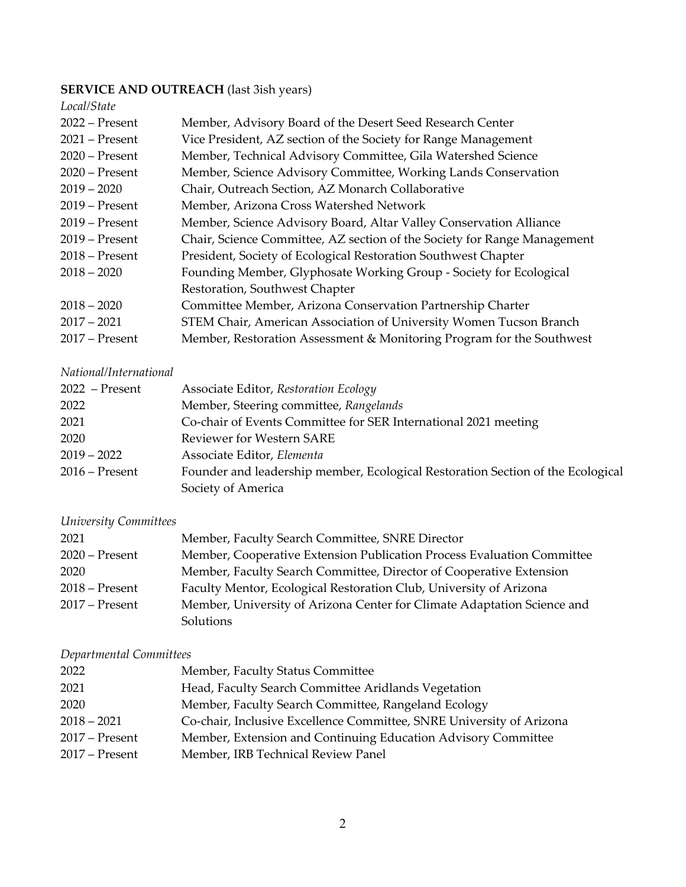**SERVICE AND OUTREACH** (last 3ish years)

*Local/State*

| | |
|---|---|
| 2022 – Present | Member, Advisory Board of the Desert Seed Research Center |
| 2021 – Present | Vice President, AZ section of the Society for Range Management |
| 2020 – Present | Member, Technical Advisory Committee, Gila Watershed Science |
| 2020 – Present | Member, Science Advisory Committee, Working Lands Conservation |
| 2019 – 2020 | Chair, Outreach Section, AZ Monarch Collaborative |
| 2019 – Present | Member, Arizona Cross Watershed Network |
| 2019 – Present | Member, Science Advisory Board, Altar Valley Conservation Alliance |
| 2019 – Present | Chair, Science Committee, AZ section of the Society for Range Management |
| 2018 – Present | President, Society of Ecological Restoration Southwest Chapter |
| 2018 – 2020 | Founding Member, Glyphosate Working Group - Society for Ecological Restoration, Southwest Chapter |
| 2018 – 2020 | Committee Member, Arizona Conservation Partnership Charter |
| 2017 – 2021 | STEM Chair, American Association of University Women Tucson Branch |
| 2017 – Present | Member, Restoration Assessment & Monitoring Program for the Southwest |

*National/International*

| | |
|---|---|
| 2022 – Present | Associate Editor, *Restoration Ecology* |
| 2022 | Member, Steering committee, *Rangelands* |
| 2021 | Co-chair of Events Committee for SER International 2021 meeting |
| 2020 | Reviewer for Western SARE |
| 2019 – 2022 | Associate Editor, *Elementa* |
| 2016 – Present | Founder and leadership member, Ecological Restoration Section of the Ecological Society of America |

*University Committees*

| | |
|---|---|
| 2021 | Member, Faculty Search Committee, SNRE Director |
| 2020 – Present | Member, Cooperative Extension Publication Process Evaluation Committee |
| 2020 | Member, Faculty Search Committee, Director of Cooperative Extension |
| 2018 – Present | Faculty Mentor, Ecological Restoration Club, University of Arizona |
| 2017 – Present | Member, University of Arizona Center for Climate Adaptation Science and Solutions |

*Departmental Committees*

| | |
|---|---|
| 2022 | Member, Faculty Status Committee |
| 2021 | Head, Faculty Search Committee Aridlands Vegetation |
| 2020 | Member, Faculty Search Committee, Rangeland Ecology |
| 2018 – 2021 | Co-chair, Inclusive Excellence Committee, SNRE University of Arizona |
| 2017 – Present | Member, Extension and Continuing Education Advisory Committee |
| 2017 – Present | Member, IRB Technical Review Panel |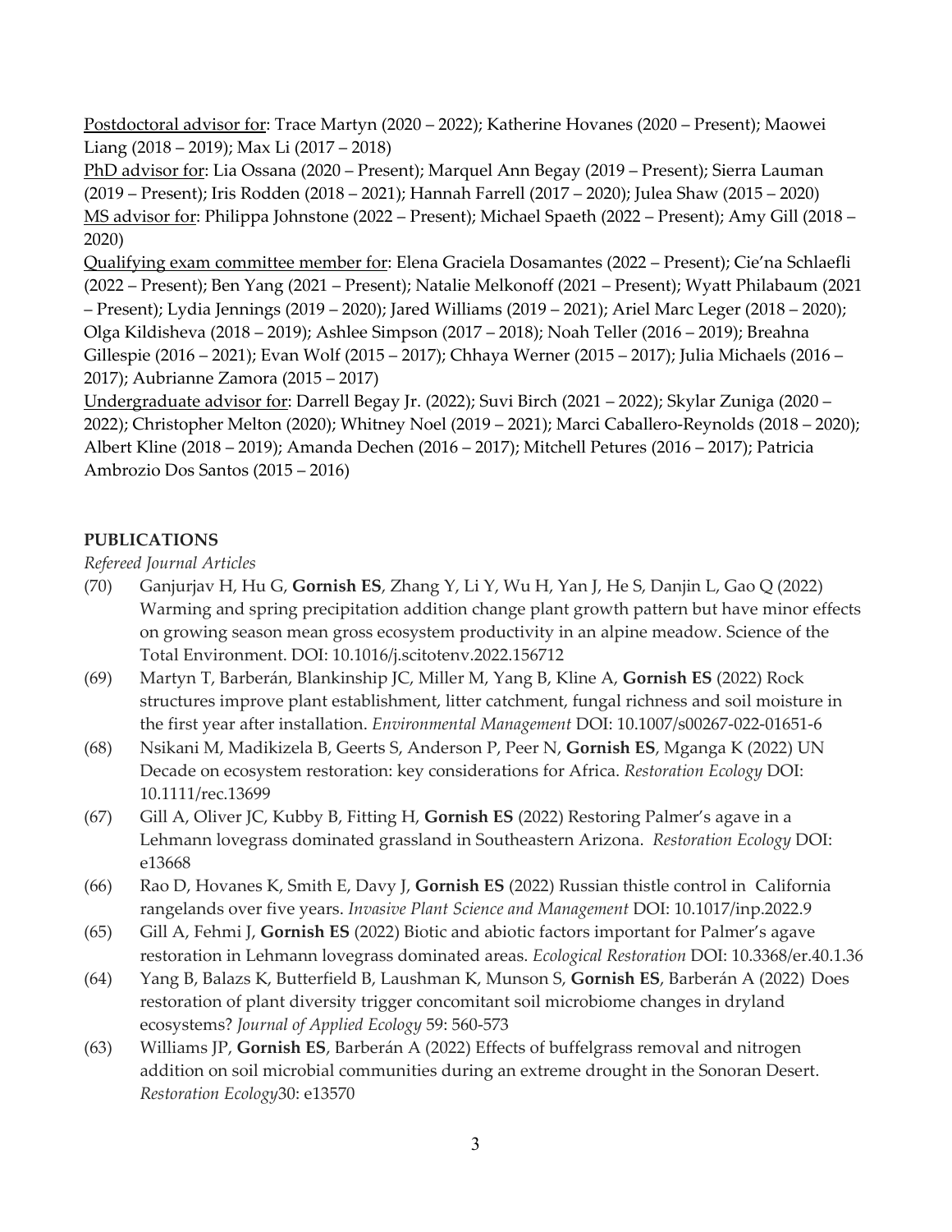<u>Postdoctoral advisor for</u>: Trace Martyn (2020 – 2022); Katherine Hovanes (2020 – Present); Maowei Liang (2018 – 2019); Max Li (2017 – 2018)

<u>PhD advisor for</u>: Lia Ossana (2020 – Present); Marquel Ann Begay (2019 – Present); Sierra Lauman (2019 – Present); Iris Rodden (2018 – 2021); Hannah Farrell (2017 – 2020); Julea Shaw (2015 – 2020)

<u>MS advisor for</u>: Philippa Johnstone (2022 – Present); Michael Spaeth (2022 – Present); Amy Gill (2018 – 2020)

<u>Qualifying exam committee member for</u>: Elena Graciela Dosamantes (2022 – Present); Cie'na Schlaefli (2022 – Present); Ben Yang (2021 – Present); Natalie Melkonoff (2021 – Present); Wyatt Philabaum (2021 – Present); Lydia Jennings (2019 – 2020); Jared Williams (2019 – 2021); Ariel Marc Leger (2018 – 2020); Olga Kildisheva (2018 – 2019); Ashlee Simpson (2017 – 2018); Noah Teller (2016 – 2019); Breahna Gillespie (2016 – 2021); Evan Wolf (2015 – 2017); Chhaya Werner (2015 – 2017); Julia Michaels (2016 – 2017); Aubrianne Zamora (2015 – 2017)

<u>Undergraduate advisor for</u>: Darrell Begay Jr. (2022); Suvi Birch (2021 – 2022); Skylar Zuniga (2020 – 2022); Christopher Melton (2020); Whitney Noel (2019 – 2021); Marci Caballero-Reynolds (2018 – 2020); Albert Kline (2018 – 2019); Amanda Dechen (2016 – 2017); Mitchell Petures (2016 – 2017); Patricia Ambrozio Dos Santos (2015 – 2016)

## PUBLICATIONS

*Refereed Journal Articles*

(70) Ganjurjav H, Hu G, **Gornish ES**, Zhang Y, Li Y, Wu H, Yan J, He S, Danjin L, Gao Q (2022) Warming and spring precipitation addition change plant growth pattern but have minor effects on growing season mean gross ecosystem productivity in an alpine meadow. Science of the Total Environment. DOI: 10.1016/j.scitotenv.2022.156712

(69) Martyn T, Barberán, Blankinship JC, Miller M, Yang B, Kline A, **Gornish ES** (2022) Rock structures improve plant establishment, litter catchment, fungal richness and soil moisture in the first year after installation. *Environmental Management* DOI: 10.1007/s00267-022-01651-6

(68) Nsikani M, Madikizela B, Geerts S, Anderson P, Peer N, **Gornish ES**, Mganga K (2022) UN Decade on ecosystem restoration: key considerations for Africa. *Restoration Ecology* DOI: 10.1111/rec.13699

(67) Gill A, Oliver JC, Kubby B, Fitting H, **Gornish ES** (2022) Restoring Palmer's agave in a Lehmann lovegrass dominated grassland in Southeastern Arizona. *Restoration Ecology* DOI: e13668

(66) Rao D, Hovanes K, Smith E, Davy J, **Gornish ES** (2022) Russian thistle control in California rangelands over five years. *Invasive Plant Science and Management* DOI: 10.1017/inp.2022.9

(65) Gill A, Fehmi J, **Gornish ES** (2022) Biotic and abiotic factors important for Palmer's agave restoration in Lehmann lovegrass dominated areas. *Ecological Restoration* DOI: 10.3368/er.40.1.36

(64) Yang B, Balazs K, Butterfield B, Laushman K, Munson S, **Gornish ES**, Barberán A (2022) Does restoration of plant diversity trigger concomitant soil microbiome changes in dryland ecosystems? *Journal of Applied Ecology* 59: 560-573

(63) Williams JP, **Gornish ES**, Barberán A (2022) Effects of buffelgrass removal and nitrogen addition on soil microbial communities during an extreme drought in the Sonoran Desert. *Restoration Ecology*30: e13570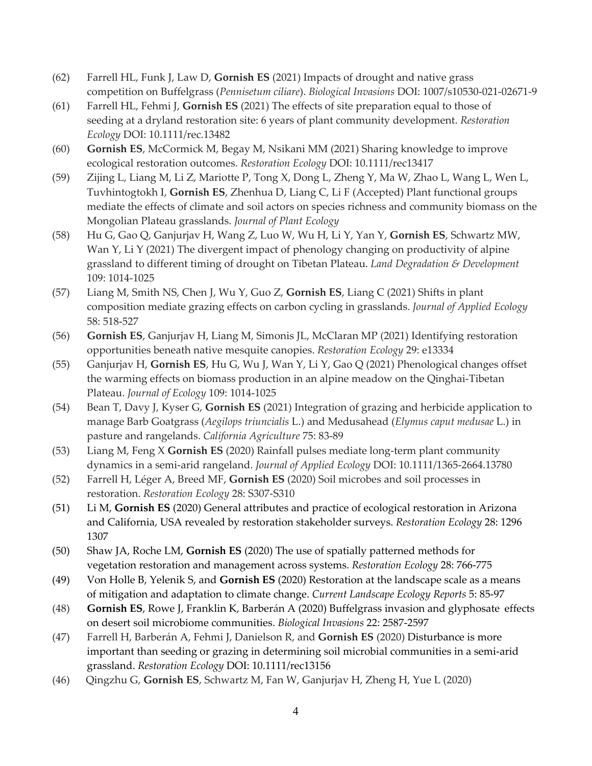(62) Farrell HL, Funk J, Law D, **Gornish ES** (2021) Impacts of drought and native grass competition on Buffelgrass (*Pennisetum ciliare*). *Biological Invasions* DOI: 1007/s10530-021-02671-9

(61) Farrell HL, Fehmi J, **Gornish ES** (2021) The effects of site preparation equal to those of seeding at a dryland restoration site: 6 years of plant community development. *Restoration Ecology* DOI: 10.1111/rec.13482

(60) **Gornish ES**, McCormick M, Begay M, Nsikani MM (2021) Sharing knowledge to improve ecological restoration outcomes. *Restoration Ecology* DOI: 10.1111/rec13417

(59) Zijing L, Liang M, Li Z, Mariotte P, Tong X, Dong L, Zheng Y, Ma W, Zhao L, Wang L, Wen L, Tuvhintogtokh I, **Gornish ES**, Zhenhua D, Liang C, Li F (Accepted) Plant functional groups mediate the effects of climate and soil actors on species richness and community biomass on the Mongolian Plateau grasslands. *Journal of Plant Ecology*

(58) Hu G, Gao Q, Ganjurjav H, Wang Z, Luo W, Wu H, Li Y, Yan Y, **Gornish ES**, Schwartz MW, Wan Y, Li Y (2021) The divergent impact of phenology changing on productivity of alpine grassland to different timing of drought on Tibetan Plateau. *Land Degradation & Development* 109: 1014-1025

(57) Liang M, Smith NS, Chen J, Wu Y, Guo Z, **Gornish ES**, Liang C (2021) Shifts in plant composition mediate grazing effects on carbon cycling in grasslands. *Journal of Applied Ecology* 58: 518-527

(56) **Gornish ES**, Ganjurjav H, Liang M, Simonis JL, McClaran MP (2021) Identifying restoration opportunities beneath native mesquite canopies. *Restoration Ecology* 29: e13334

(55) Ganjurjav H, **Gornish ES**, Hu G, Wu J, Wan Y, Li Y, Gao Q (2021) Phenological changes offset the warming effects on biomass production in an alpine meadow on the Qinghai-Tibetan Plateau. *Journal of Ecology* 109: 1014-1025

(54) Bean T, Davy J, Kyser G, **Gornish ES** (2021) Integration of grazing and herbicide application to manage Barb Goatgrass (*Aegilops triuncialis* L.) and Medusahead (*Elymus caput medusae* L.) in pasture and rangelands. *California Agriculture* 75: 83-89

(53) Liang M, Feng X **Gornish ES** (2020) Rainfall pulses mediate long-term plant community dynamics in a semi-arid rangeland. *Journal of Applied Ecology* DOI: 10.1111/1365-2664.13780

(52) Farrell H, Léger A, Breed MF, **Gornish ES** (2020) Soil microbes and soil processes in restoration. *Restoration Ecology* 28: S307-S310

(51) Li M, **Gornish ES** (2020) General attributes and practice of ecological restoration in Arizona and California, USA revealed by restoration stakeholder surveys. *Restoration Ecology* 28: 1296 1307

(50) Shaw JA, Roche LM, **Gornish ES** (2020) The use of spatially patterned methods for vegetation restoration and management across systems. *Restoration Ecology* 28: 766-775

(49) Von Holle B, Yelenik S, and **Gornish ES** (2020) Restoration at the landscape scale as a means of mitigation and adaptation to climate change. *Current Landscape Ecology Reports* 5: 85-97

(48) **Gornish ES**, Rowe J, Franklin K, Barberán A (2020) Buffelgrass invasion and glyphosate effects on desert soil microbiome communities. *Biological Invasions* 22: 2587-2597

(47) Farrell H, Barberán A, Fehmi J, Danielson R, and **Gornish ES** (2020) Disturbance is more important than seeding or grazing in determining soil microbial communities in a semi-arid grassland. *Restoration Ecology* DOI: 10.1111/rec13156

(46) Qingzhu G, **Gornish ES**, Schwartz M, Fan W, Ganjurjav H, Zheng H, Yue L (2020)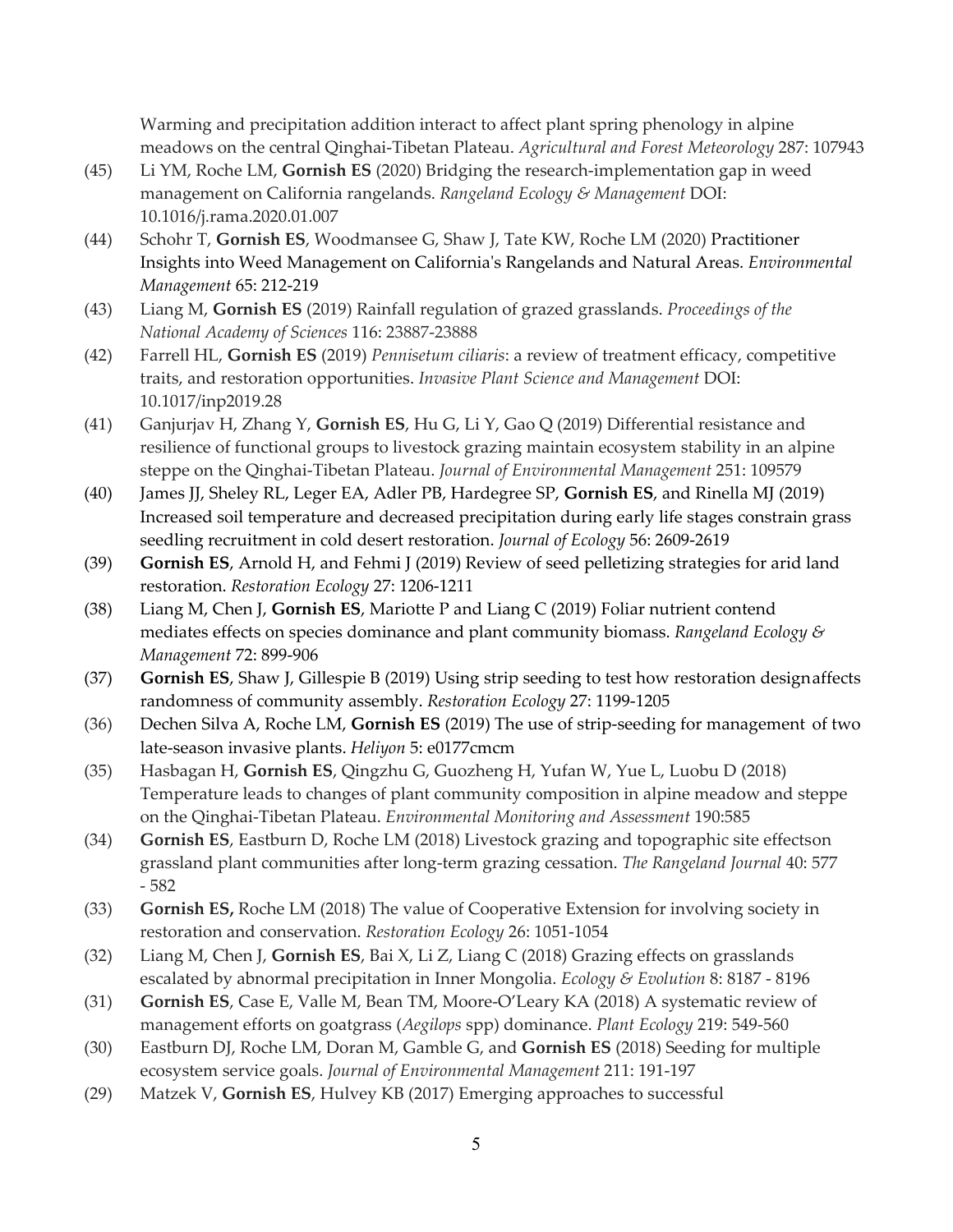Warming and precipitation addition interact to affect plant spring phenology in alpine meadows on the central Qinghai-Tibetan Plateau. *Agricultural and Forest Meteorology* 287: 107943

(45) Li YM, Roche LM, **Gornish ES** (2020) Bridging the research-implementation gap in weed management on California rangelands. *Rangeland Ecology & Management* DOI: 10.1016/j.rama.2020.01.007

(44) Schohr T, **Gornish ES**, Woodmansee G, Shaw J, Tate KW, Roche LM (2020) Practitioner Insights into Weed Management on California's Rangelands and Natural Areas. *Environmental Management* 65: 212-219

(43) Liang M, **Gornish ES** (2019) Rainfall regulation of grazed grasslands. *Proceedings of the National Academy of Sciences* 116: 23887-23888

(42) Farrell HL, **Gornish ES** (2019) *Pennisetum ciliaris*: a review of treatment efficacy, competitive traits, and restoration opportunities. *Invasive Plant Science and Management* DOI: 10.1017/inp2019.28

(41) Ganjurjav H, Zhang Y, **Gornish ES**, Hu G, Li Y, Gao Q (2019) Differential resistance and resilience of functional groups to livestock grazing maintain ecosystem stability in an alpine steppe on the Qinghai-Tibetan Plateau. *Journal of Environmental Management* 251: 109579

(40) James JJ, Sheley RL, Leger EA, Adler PB, Hardegree SP, **Gornish ES**, and Rinella MJ (2019) Increased soil temperature and decreased precipitation during early life stages constrain grass seedling recruitment in cold desert restoration. *Journal of Ecology* 56: 2609-2619

(39) **Gornish ES**, Arnold H, and Fehmi J (2019) Review of seed pelletizing strategies for arid land restoration. *Restoration Ecology* 27: 1206-1211

(38) Liang M, Chen J, **Gornish ES**, Mariotte P and Liang C (2019) Foliar nutrient contend mediates effects on species dominance and plant community biomass. *Rangeland Ecology & Management* 72: 899-906

(37) **Gornish ES**, Shaw J, Gillespie B (2019) Using strip seeding to test how restoration designaffects randomness of community assembly. *Restoration Ecology* 27: 1199-1205

(36) Dechen Silva A, Roche LM, **Gornish ES** (2019) The use of strip-seeding for management of two late-season invasive plants. *Heliyon* 5: e0177cmcm

(35) Hasbagan H, **Gornish ES**, Qingzhu G, Guozheng H, Yufan W, Yue L, Luobu D (2018) Temperature leads to changes of plant community composition in alpine meadow and steppe on the Qinghai-Tibetan Plateau. *Environmental Monitoring and Assessment* 190:585

(34) **Gornish ES**, Eastburn D, Roche LM (2018) Livestock grazing and topographic site effectson grassland plant communities after long-term grazing cessation. *The Rangeland Journal* 40: 577 - 582

(33) **Gornish ES,** Roche LM (2018) The value of Cooperative Extension for involving society in restoration and conservation. *Restoration Ecology* 26: 1051-1054

(32) Liang M, Chen J, **Gornish ES**, Bai X, Li Z, Liang C (2018) Grazing effects on grasslands escalated by abnormal precipitation in Inner Mongolia. *Ecology & Evolution* 8: 8187 - 8196

(31) **Gornish ES**, Case E, Valle M, Bean TM, Moore-O'Leary KA (2018) A systematic review of management efforts on goatgrass (*Aegilops* spp) dominance. *Plant Ecology* 219: 549-560

(30) Eastburn DJ, Roche LM, Doran M, Gamble G, and **Gornish ES** (2018) Seeding for multiple ecosystem service goals. *Journal of Environmental Management* 211: 191-197

(29) Matzek V, **Gornish ES**, Hulvey KB (2017) Emerging approaches to successful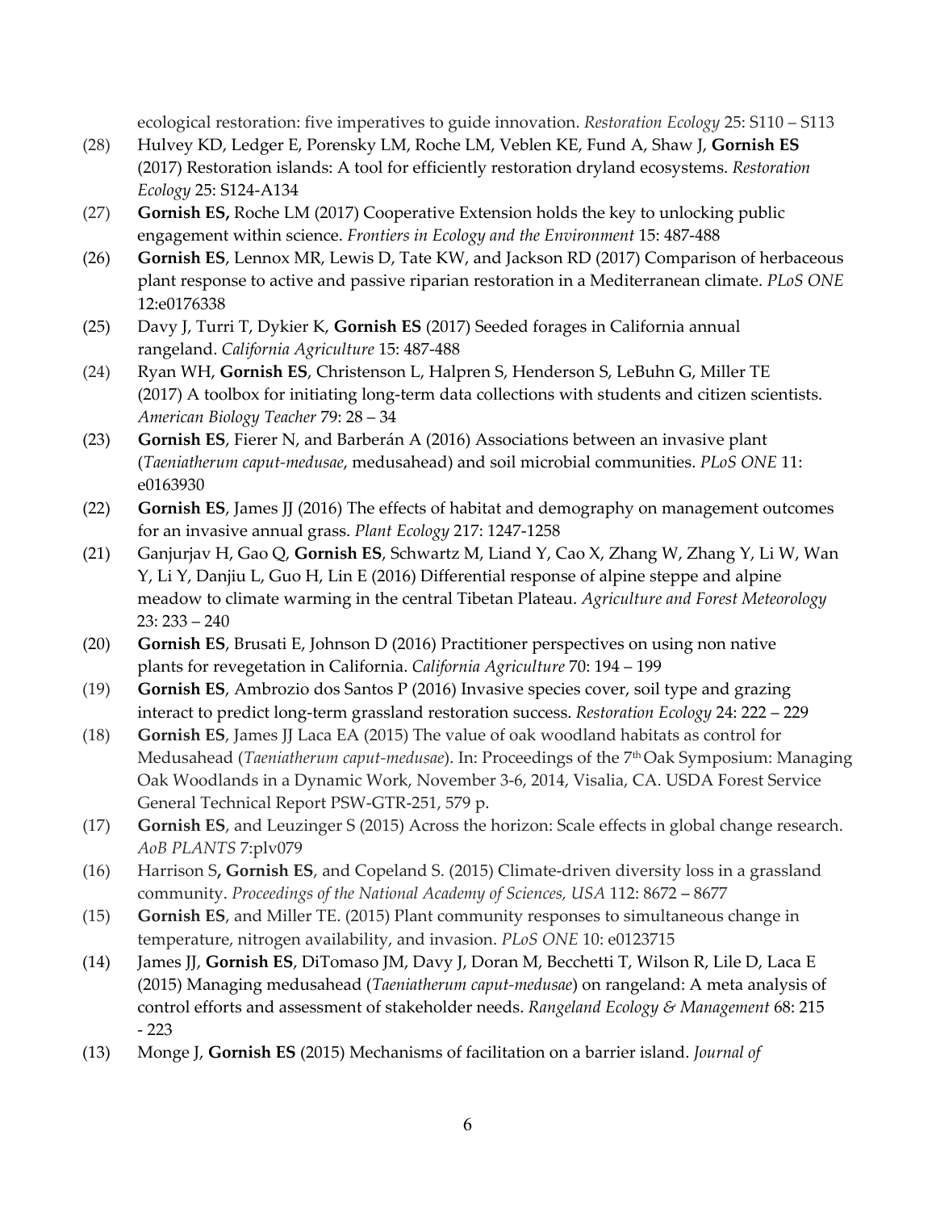ecological restoration: five imperatives to guide innovation. *Restoration Ecology* 25: S110 – S113

(28) Hulvey KD, Ledger E, Porensky LM, Roche LM, Veblen KE, Fund A, Shaw J, **Gornish ES** (2017) Restoration islands: A tool for efficiently restoration dryland ecosystems. *Restoration Ecology* 25: S124-A134

(27) **Gornish ES,** Roche LM (2017) Cooperative Extension holds the key to unlocking public engagement within science. *Frontiers in Ecology and the Environment* 15: 487-488

(26) **Gornish ES**, Lennox MR, Lewis D, Tate KW, and Jackson RD (2017) Comparison of herbaceous plant response to active and passive riparian restoration in a Mediterranean climate. *PLoS ONE* 12:e0176338

(25) Davy J, Turri T, Dykier K, **Gornish ES** (2017) Seeded forages in California annual rangeland. *California Agriculture* 15: 487-488

(24) Ryan WH, **Gornish ES**, Christenson L, Halpren S, Henderson S, LeBuhn G, Miller TE (2017) A toolbox for initiating long-term data collections with students and citizen scientists. *American Biology Teacher* 79: 28 – 34

(23) **Gornish ES**, Fierer N, and Barberán A (2016) Associations between an invasive plant (*Taeniatherum caput-medusae*, medusahead) and soil microbial communities. *PLoS ONE* 11: e0163930

(22) **Gornish ES**, James JJ (2016) The effects of habitat and demography on management outcomes for an invasive annual grass. *Plant Ecology* 217: 1247-1258

(21) Ganjurjav H, Gao Q, **Gornish ES**, Schwartz M, Liand Y, Cao X, Zhang W, Zhang Y, Li W, Wan Y, Li Y, Danjiu L, Guo H, Lin E (2016) Differential response of alpine steppe and alpine meadow to climate warming in the central Tibetan Plateau. *Agriculture and Forest Meteorology* 23: 233 – 240

(20) **Gornish ES**, Brusati E, Johnson D (2016) Practitioner perspectives on using non native plants for revegetation in California. *California Agriculture* 70: 194 – 199

(19) **Gornish ES**, Ambrozio dos Santos P (2016) Invasive species cover, soil type and grazing interact to predict long-term grassland restoration success. *Restoration Ecology* 24: 222 – 229

(18) **Gornish ES**, James JJ Laca EA (2015) The value of oak woodland habitats as control for Medusahead (*Taeniatherum caput-medusae*). In: Proceedings of the 7th Oak Symposium: Managing Oak Woodlands in a Dynamic Work, November 3-6, 2014, Visalia, CA. USDA Forest Service General Technical Report PSW-GTR-251, 579 p.

(17) **Gornish ES**, and Leuzinger S (2015) Across the horizon: Scale effects in global change research. *AoB PLANTS* 7:plv079

(16) Harrison S**, Gornish ES**, and Copeland S. (2015) Climate-driven diversity loss in a grassland community. *Proceedings of the National Academy of Sciences, USA* 112: 8672 – 8677

(15) **Gornish ES**, and Miller TE. (2015) Plant community responses to simultaneous change in temperature, nitrogen availability, and invasion. *PLoS ONE* 10: e0123715

(14) James JJ, **Gornish ES**, DiTomaso JM, Davy J, Doran M, Becchetti T, Wilson R, Lile D, Laca E (2015) Managing medusahead (*Taeniatherum caput-medusae*) on rangeland: A meta analysis of control efforts and assessment of stakeholder needs. *Rangeland Ecology & Management* 68: 215 - 223

(13) Monge J, **Gornish ES** (2015) Mechanisms of facilitation on a barrier island. *Journal of*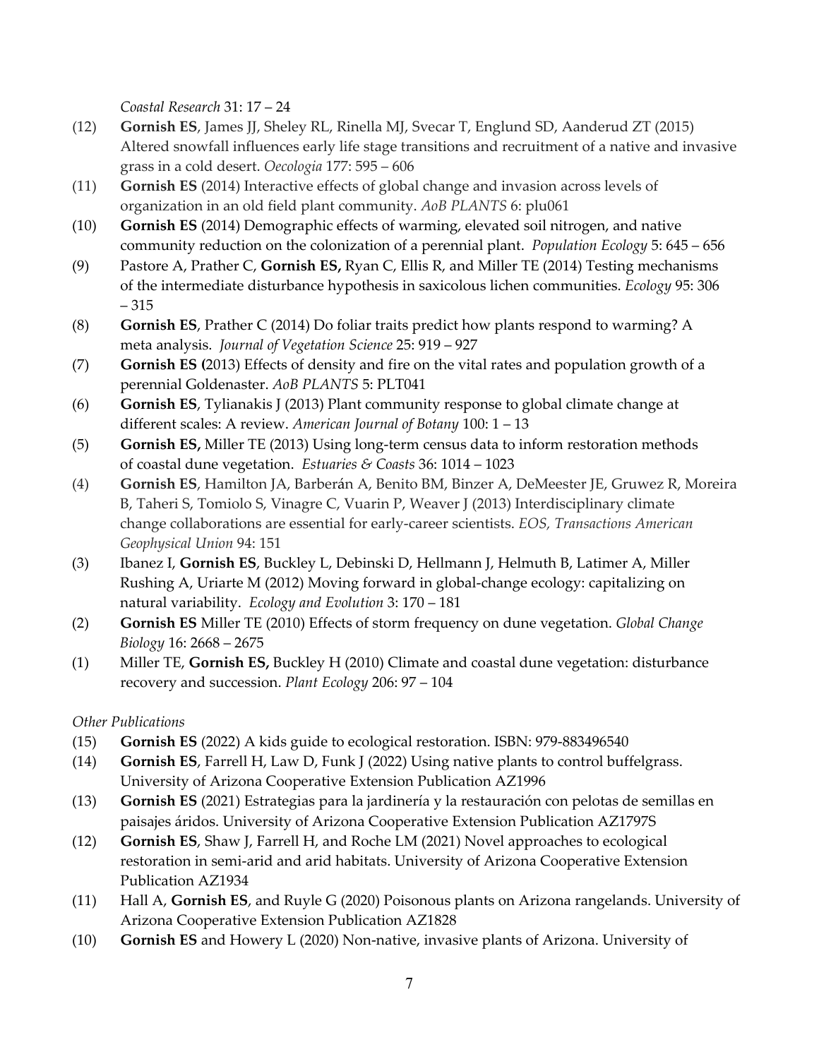*Coastal Research* 31: 17 – 24

(12) **Gornish ES**, James JJ, Sheley RL, Rinella MJ, Svecar T, Englund SD, Aanderud ZT (2015) Altered snowfall influences early life stage transitions and recruitment of a native and invasive grass in a cold desert. *Oecologia* 177: 595 – 606

(11) **Gornish ES** (2014) Interactive effects of global change and invasion across levels of organization in an old field plant community. *AoB PLANTS* 6: plu061

(10) **Gornish ES** (2014) Demographic effects of warming, elevated soil nitrogen, and native community reduction on the colonization of a perennial plant. *Population Ecology* 5: 645 – 656

(9) Pastore A, Prather C, **Gornish ES,** Ryan C, Ellis R, and Miller TE (2014) Testing mechanisms of the intermediate disturbance hypothesis in saxicolous lichen communities. *Ecology* 95: 306 – 315

(8) **Gornish ES**, Prather C (2014) Do foliar traits predict how plants respond to warming? A meta analysis. *Journal of Vegetation Science* 25: 919 – 927

(7) **Gornish ES (**2013) Effects of density and fire on the vital rates and population growth of a perennial Goldenaster. *AoB PLANTS* 5: PLT041

(6) **Gornish ES**, Tylianakis J (2013) Plant community response to global climate change at different scales: A review. *American Journal of Botany* 100: 1 – 13

(5) **Gornish ES,** Miller TE (2013) Using long-term census data to inform restoration methods of coastal dune vegetation. *Estuaries & Coasts* 36: 1014 – 1023

(4) **Gornish ES**, Hamilton JA, Barberán A, Benito BM, Binzer A, DeMeester JE, Gruwez R, Moreira B, Taheri S, Tomiolo S, Vinagre C, Vuarin P, Weaver J (2013) Interdisciplinary climate change collaborations are essential for early-career scientists. *EOS, Transactions American Geophysical Union* 94: 151

(3) Ibanez I, **Gornish ES**, Buckley L, Debinski D, Hellmann J, Helmuth B, Latimer A, Miller Rushing A, Uriarte M (2012) Moving forward in global-change ecology: capitalizing on natural variability. *Ecology and Evolution* 3: 170 – 181

(2) **Gornish ES** Miller TE (2010) Effects of storm frequency on dune vegetation. *Global Change Biology* 16: 2668 – 2675

(1) Miller TE, **Gornish ES,** Buckley H (2010) Climate and coastal dune vegetation: disturbance recovery and succession. *Plant Ecology* 206: 97 – 104

*Other Publications*

(15) **Gornish ES** (2022) A kids guide to ecological restoration. ISBN: 979-883496540

(14) **Gornish ES**, Farrell H, Law D, Funk J (2022) Using native plants to control buffelgrass. University of Arizona Cooperative Extension Publication AZ1996

(13) **Gornish ES** (2021) Estrategias para la jardinería y la restauración con pelotas de semillas en paisajes áridos. University of Arizona Cooperative Extension Publication AZ1797S

(12) **Gornish ES**, Shaw J, Farrell H, and Roche LM (2021) Novel approaches to ecological restoration in semi-arid and arid habitats. University of Arizona Cooperative Extension Publication AZ1934

(11) Hall A, **Gornish ES**, and Ruyle G (2020) Poisonous plants on Arizona rangelands. University of Arizona Cooperative Extension Publication AZ1828

(10) **Gornish ES** and Howery L (2020) Non-native, invasive plants of Arizona. University of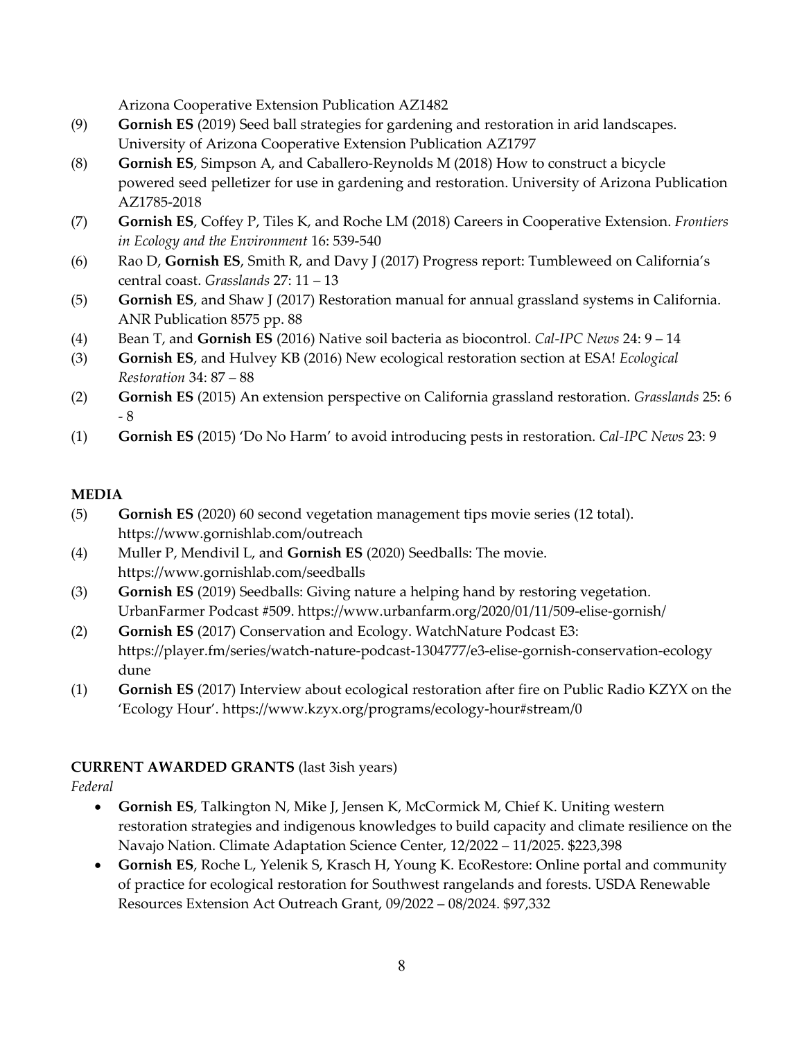Arizona Cooperative Extension Publication AZ1482

(9) **Gornish ES** (2019) Seed ball strategies for gardening and restoration in arid landscapes. University of Arizona Cooperative Extension Publication AZ1797

(8) **Gornish ES**, Simpson A, and Caballero-Reynolds M (2018) How to construct a bicycle powered seed pelletizer for use in gardening and restoration. University of Arizona Publication AZ1785-2018

(7) **Gornish ES**, Coffey P, Tiles K, and Roche LM (2018) Careers in Cooperative Extension. *Frontiers in Ecology and the Environment* 16: 539-540

(6) Rao D, **Gornish ES**, Smith R, and Davy J (2017) Progress report: Tumbleweed on California's central coast. *Grasslands* 27: 11 – 13

(5) **Gornish ES**, and Shaw J (2017) Restoration manual for annual grassland systems in California. ANR Publication 8575 pp. 88

(4) Bean T, and **Gornish ES** (2016) Native soil bacteria as biocontrol. *Cal-IPC News* 24: 9 – 14

(3) **Gornish ES**, and Hulvey KB (2016) New ecological restoration section at ESA! *Ecological Restoration* 34: 87 – 88

(2) **Gornish ES** (2015) An extension perspective on California grassland restoration. *Grasslands* 25: 6 - 8

(1) **Gornish ES** (2015) 'Do No Harm' to avoid introducing pests in restoration. *Cal-IPC News* 23: 9

**MEDIA**

(5) **Gornish ES** (2020) 60 second vegetation management tips movie series (12 total). https://www.gornishlab.com/outreach

(4) Muller P, Mendivil L, and **Gornish ES** (2020) Seedballs: The movie. https://www.gornishlab.com/seedballs

(3) **Gornish ES** (2019) Seedballs: Giving nature a helping hand by restoring vegetation. UrbanFarmer Podcast #509. https://www.urbanfarm.org/2020/01/11/509-elise-gornish/

(2) **Gornish ES** (2017) Conservation and Ecology. WatchNature Podcast E3: https://player.fm/series/watch-nature-podcast-1304777/e3-elise-gornish-conservation-ecology dune

(1) **Gornish ES** (2017) Interview about ecological restoration after fire on Public Radio KZYX on the 'Ecology Hour'. https://www.kzyx.org/programs/ecology-hour#stream/0

**CURRENT AWARDED GRANTS** (last 3ish years)

*Federal*

- **Gornish ES**, Talkington N, Mike J, Jensen K, McCormick M, Chief K. Uniting western restoration strategies and indigenous knowledges to build capacity and climate resilience on the Navajo Nation. Climate Adaptation Science Center, 12/2022 – 11/2025. $223,398
- **Gornish ES**, Roche L, Yelenik S, Krasch H, Young K. EcoRestore: Online portal and community of practice for ecological restoration for Southwest rangelands and forests. USDA Renewable Resources Extension Act Outreach Grant, 09/2022 – 08/2024. $97,332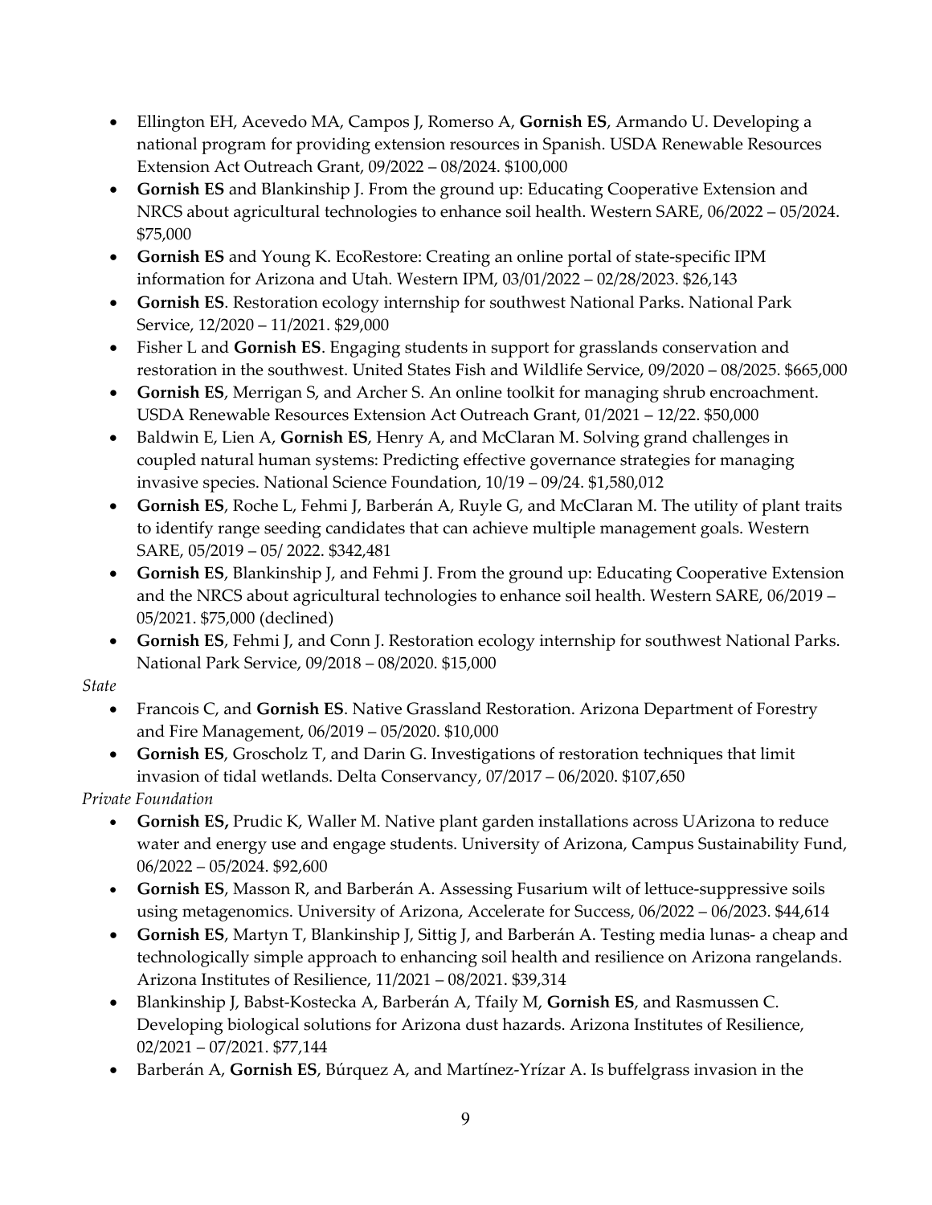- Ellington EH, Acevedo MA, Campos J, Romerso A, **Gornish ES**, Armando U. Developing a national program for providing extension resources in Spanish. USDA Renewable Resources Extension Act Outreach Grant, 09/2022 – 08/2024. $100,000
- **Gornish ES** and Blankinship J. From the ground up: Educating Cooperative Extension and NRCS about agricultural technologies to enhance soil health. Western SARE, 06/2022 – 05/2024. $75,000
- **Gornish ES** and Young K. EcoRestore: Creating an online portal of state-specific IPM information for Arizona and Utah. Western IPM, 03/01/2022 – 02/28/2023. $26,143
- **Gornish ES**. Restoration ecology internship for southwest National Parks. National Park Service, 12/2020 – 11/2021. $29,000
- Fisher L and **Gornish ES**. Engaging students in support for grasslands conservation and restoration in the southwest. United States Fish and Wildlife Service, 09/2020 – 08/2025. $665,000
- **Gornish ES**, Merrigan S, and Archer S. An online toolkit for managing shrub encroachment. USDA Renewable Resources Extension Act Outreach Grant, 01/2021 – 12/22. $50,000
- Baldwin E, Lien A, **Gornish ES**, Henry A, and McClaran M. Solving grand challenges in coupled natural human systems: Predicting effective governance strategies for managing invasive species. National Science Foundation, 10/19 – 09/24. $1,580,012
- **Gornish ES**, Roche L, Fehmi J, Barberán A, Ruyle G, and McClaran M. The utility of plant traits to identify range seeding candidates that can achieve multiple management goals. Western SARE, 05/2019 – 05/ 2022. $342,481
- **Gornish ES**, Blankinship J, and Fehmi J. From the ground up: Educating Cooperative Extension and the NRCS about agricultural technologies to enhance soil health. Western SARE, 06/2019 – 05/2021. $75,000 (declined)
- **Gornish ES**, Fehmi J, and Conn J. Restoration ecology internship for southwest National Parks. National Park Service, 09/2018 – 08/2020. $15,000

*State*

- Francois C, and **Gornish ES**. Native Grassland Restoration. Arizona Department of Forestry and Fire Management, 06/2019 – 05/2020. $10,000
- **Gornish ES**, Groscholz T, and Darin G. Investigations of restoration techniques that limit invasion of tidal wetlands. Delta Conservancy, 07/2017 – 06/2020. $107,650

*Private Foundation*

- **Gornish ES,** Prudic K, Waller M. Native plant garden installations across UArizona to reduce water and energy use and engage students. University of Arizona, Campus Sustainability Fund, 06/2022 – 05/2024. $92,600
- **Gornish ES**, Masson R, and Barberán A. Assessing Fusarium wilt of lettuce-suppressive soils using metagenomics. University of Arizona, Accelerate for Success, 06/2022 – 06/2023. $44,614
- **Gornish ES**, Martyn T, Blankinship J, Sittig J, and Barberán A. Testing media lunas- a cheap and technologically simple approach to enhancing soil health and resilience on Arizona rangelands. Arizona Institutes of Resilience, 11/2021 – 08/2021. $39,314
- Blankinship J, Babst-Kostecka A, Barberán A, Tfaily M, **Gornish ES**, and Rasmussen C. Developing biological solutions for Arizona dust hazards. Arizona Institutes of Resilience, 02/2021 – 07/2021. $77,144
- Barberán A, **Gornish ES**, Búrquez A, and Martínez-Yrízar A. Is buffelgrass invasion in the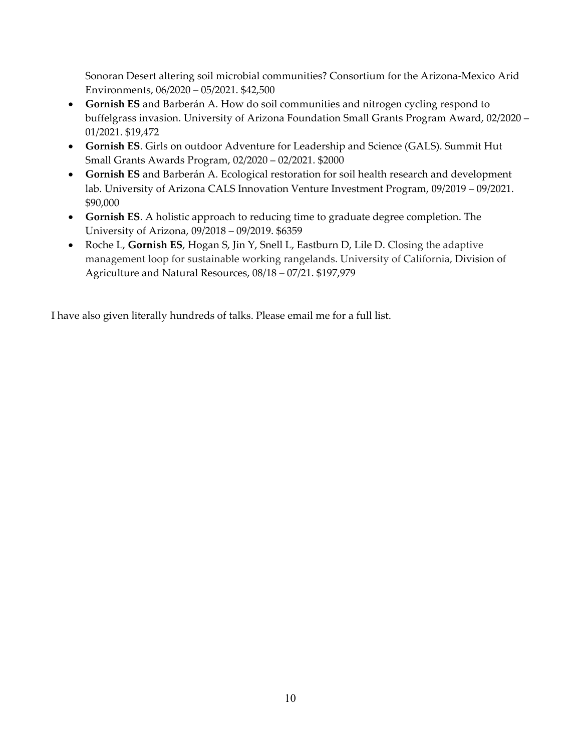Sonoran Desert altering soil microbial communities? Consortium for the Arizona-Mexico Arid Environments, 06/2020 – 05/2021. $42,500

- **Gornish ES** and Barberán A. How do soil communities and nitrogen cycling respond to buffelgrass invasion. University of Arizona Foundation Small Grants Program Award, 02/2020 – 01/2021. $19,472
- **Gornish ES**. Girls on outdoor Adventure for Leadership and Science (GALS). Summit Hut Small Grants Awards Program, 02/2020 – 02/2021. $2000
- **Gornish ES** and Barberán A. Ecological restoration for soil health research and development lab. University of Arizona CALS Innovation Venture Investment Program, 09/2019 – 09/2021. $90,000
- **Gornish ES**. A holistic approach to reducing time to graduate degree completion. The University of Arizona, 09/2018 – 09/2019. $6359
- Roche L, **Gornish ES**, Hogan S, Jin Y, Snell L, Eastburn D, Lile D. Closing the adaptive management loop for sustainable working rangelands. University of California, Division of Agriculture and Natural Resources, 08/18 – 07/21. $197,979

I have also given literally hundreds of talks. Please email me for a full list.